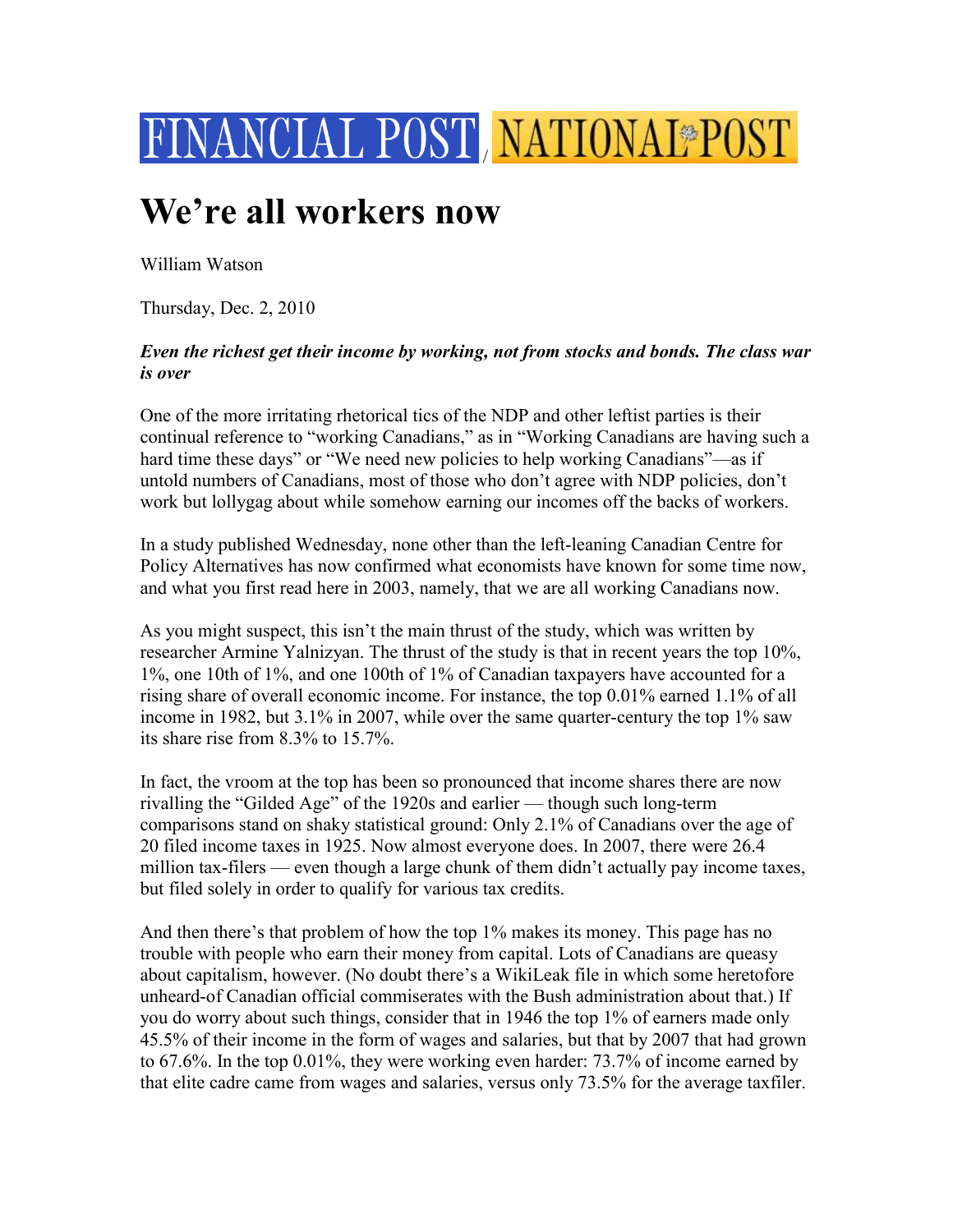FINANCIAL POST / NATIONAL POST

# We're all workers now

William Watson

Thursday, Dec. 2, 2010

***Even the richest get their income by working, not from stocks and bonds. The class war is over***

One of the more irritating rhetorical tics of the NDP and other leftist parties is their continual reference to "working Canadians," as in "Working Canadians are having such a hard time these days" or "We need new policies to help working Canadians"—as if untold numbers of Canadians, most of those who don't agree with NDP policies, don't work but lollygag about while somehow earning our incomes off the backs of workers.

In a study published Wednesday, none other than the left-leaning Canadian Centre for Policy Alternatives has now confirmed what economists have known for some time now, and what you first read here in 2003, namely, that we are all working Canadians now.

As you might suspect, this isn't the main thrust of the study, which was written by researcher Armine Yalnizyan. The thrust of the study is that in recent years the top 10%, 1%, one 10th of 1%, and one 100th of 1% of Canadian taxpayers have accounted for a rising share of overall economic income. For instance, the top 0.01% earned 1.1% of all income in 1982, but 3.1% in 2007, while over the same quarter-century the top 1% saw its share rise from 8.3% to 15.7%.

In fact, the vroom at the top has been so pronounced that income shares there are now rivalling the "Gilded Age" of the 1920s and earlier — though such long-term comparisons stand on shaky statistical ground: Only 2.1% of Canadians over the age of 20 filed income taxes in 1925. Now almost everyone does. In 2007, there were 26.4 million tax-filers — even though a large chunk of them didn't actually pay income taxes, but filed solely in order to qualify for various tax credits.

And then there's that problem of how the top 1% makes its money. This page has no trouble with people who earn their money from capital. Lots of Canadians are queasy about capitalism, however. (No doubt there's a WikiLeak file in which some heretofore unheard-of Canadian official commiserates with the Bush administration about that.) If you do worry about such things, consider that in 1946 the top 1% of earners made only 45.5% of their income in the form of wages and salaries, but that by 2007 that had grown to 67.6%. In the top 0.01%, they were working even harder: 73.7% of income earned by that elite cadre came from wages and salaries, versus only 73.5% for the average taxfiler.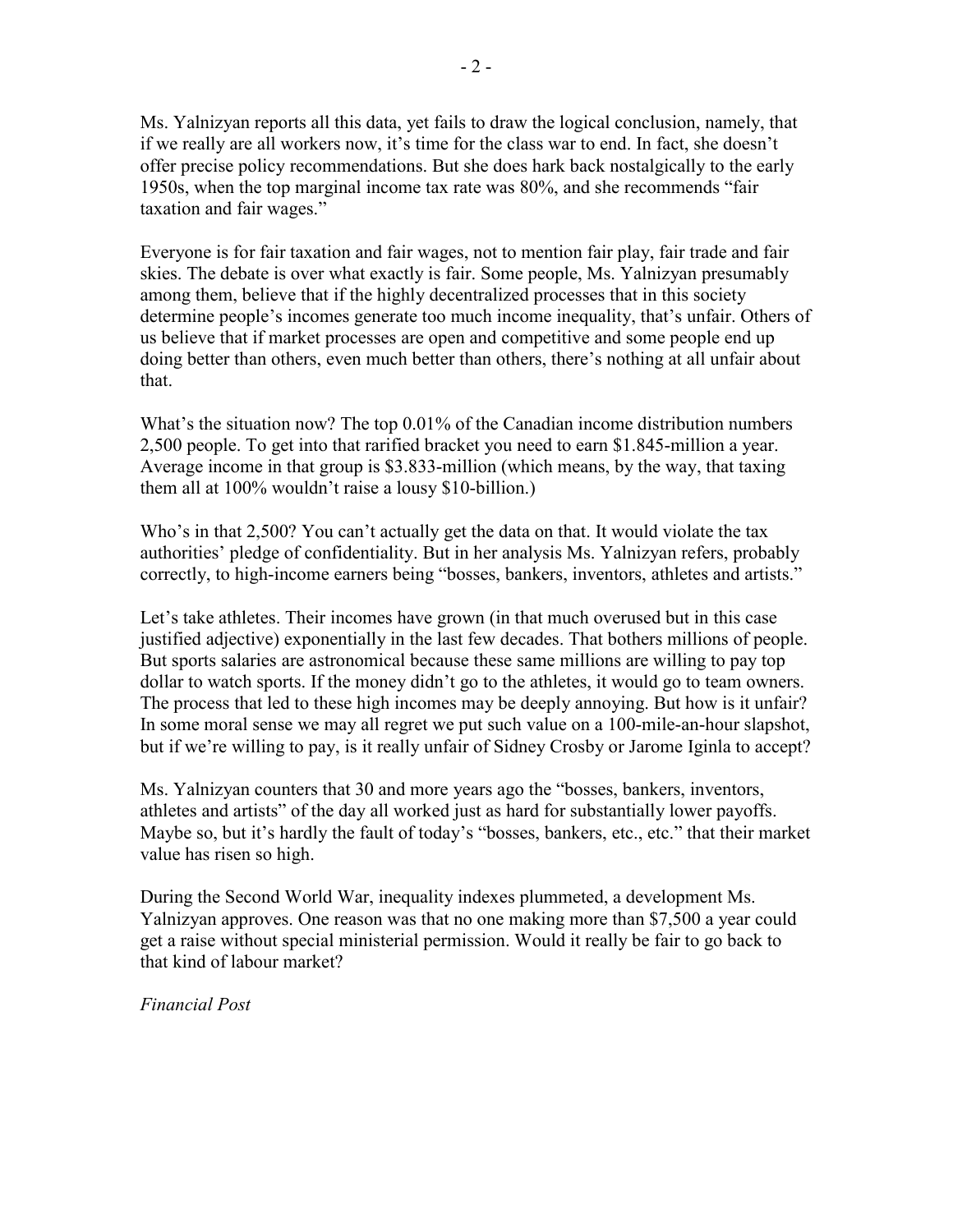Ms. Yalnizyan reports all this data, yet fails to draw the logical conclusion, namely, that if we really are all workers now, it's time for the class war to end. In fact, she doesn't offer precise policy recommendations. But she does hark back nostalgically to the early 1950s, when the top marginal income tax rate was 80%, and she recommends "fair taxation and fair wages."

Everyone is for fair taxation and fair wages, not to mention fair play, fair trade and fair skies. The debate is over what exactly is fair. Some people, Ms. Yalnizyan presumably among them, believe that if the highly decentralized processes that in this society determine people's incomes generate too much income inequality, that's unfair. Others of us believe that if market processes are open and competitive and some people end up doing better than others, even much better than others, there's nothing at all unfair about that.

What's the situation now? The top 0.01% of the Canadian income distribution numbers 2,500 people. To get into that rarified bracket you need to earn $1.845-million a year. Average income in that group is $3.833-million (which means, by the way, that taxing them all at 100% wouldn't raise a lousy $10-billion.)

Who's in that 2,500? You can't actually get the data on that. It would violate the tax authorities' pledge of confidentiality. But in her analysis Ms. Yalnizyan refers, probably correctly, to high-income earners being "bosses, bankers, inventors, athletes and artists."

Let's take athletes. Their incomes have grown (in that much overused but in this case justified adjective) exponentially in the last few decades. That bothers millions of people. But sports salaries are astronomical because these same millions are willing to pay top dollar to watch sports. If the money didn't go to the athletes, it would go to team owners. The process that led to these high incomes may be deeply annoying. But how is it unfair? In some moral sense we may all regret we put such value on a 100-mile-an-hour slapshot, but if we're willing to pay, is it really unfair of Sidney Crosby or Jarome Iginla to accept?

Ms. Yalnizyan counters that 30 and more years ago the "bosses, bankers, inventors, athletes and artists" of the day all worked just as hard for substantially lower payoffs. Maybe so, but it's hardly the fault of today's "bosses, bankers, etc., etc." that their market value has risen so high.

During the Second World War, inequality indexes plummeted, a development Ms. Yalnizyan approves. One reason was that no one making more than $7,500 a year could get a raise without special ministerial permission. Would it really be fair to go back to that kind of labour market?

*Financial Post*